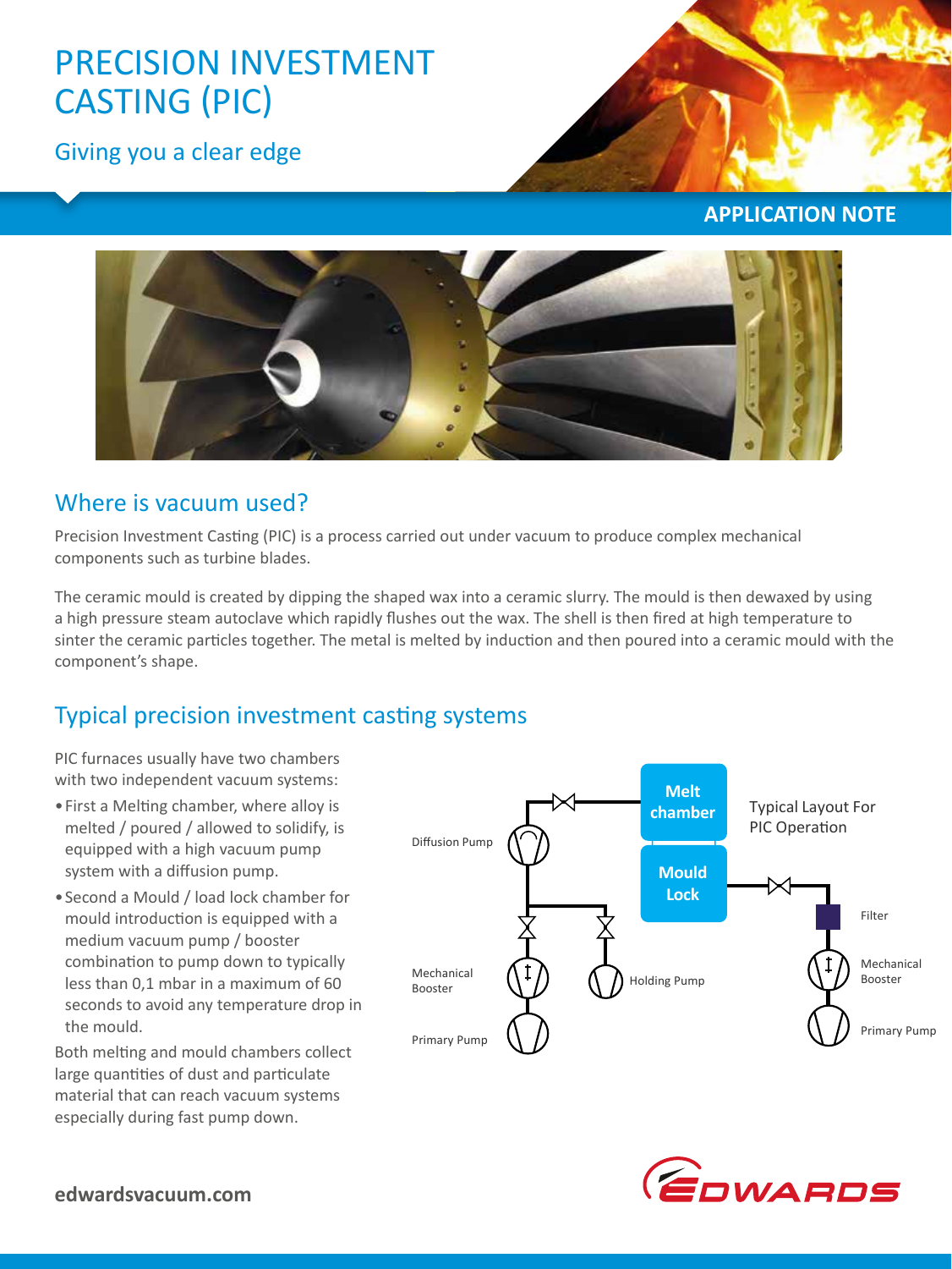# PRECISION INVESTMENT CASTING (PIC)

Giving you a clear edge

**APPLICATION NOTE**

## Where is vacuum used?

Precision Investment Casting (PIC) is a process carried out under vacuum to produce complex mechanical components such as turbine blades.

The ceramic mould is created by dipping the shaped wax into a ceramic slurry. The mould is then dewaxed by using a high pressure steam autoclave which rapidly flushes out the wax. The shell is then fired at high temperature to sinter the ceramic particles together. The metal is melted by induction and then poured into a ceramic mould with the component's shape.

## Typical precision investment casting systems

PIC furnaces usually have two chambers with two independent vacuum systems:

- First a Melting chamber, where alloy is melted / poured / allowed to solidify, is equipped with a high vacuum pump system with a diffusion pump.
- Second a Mould / load lock chamber for mould introduction is equipped with a medium vacuum pump / booster combination to pump down to typically less than 0,1 mbar in a maximum of 60 seconds to avoid any temperature drop in the mould.

Both melting and mould chambers collect large quantities of dust and particulate material that can reach vacuum systems especially during fast pump down.

Typical Layout For PIC Operation

Melt chamber | Mould Lock | Diffusion Pump | Mechanical Booster | Primary Pump | Holding Pump | Filter | Mechanical Booster | Primary Pump

edwardsvacuum.com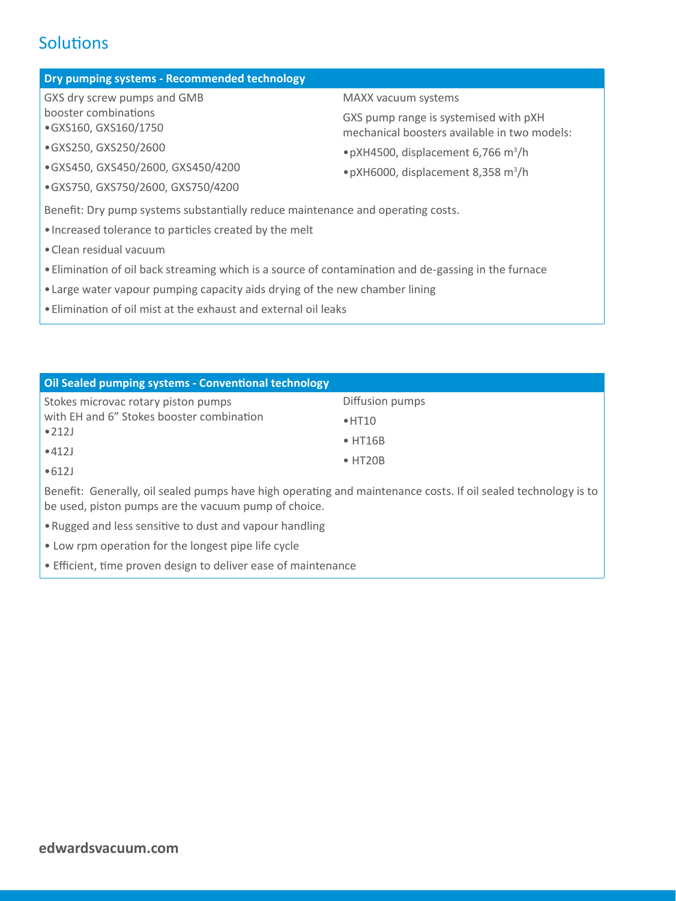## Solutions

### Dry pumping systems - Recommended technology

GXS dry screw pumps and GMB booster combinations

- GXS160, GXS160/1750
- GXS250, GXS250/2600
- GXS450, GXS450/2600, GXS450/4200
- GXS750, GXS750/2600, GXS750/4200

MAXX vacuum systems

GXS pump range is systemised with pXH mechanical boosters available in two models:

- pXH4500, displacement 6,766 $m^3$/h
- pXH6000, displacement 8,358 $m^3$/h

Benefit: Dry pump systems substantially reduce maintenance and operating costs.

- Increased tolerance to particles created by the melt
- Clean residual vacuum
- Elimination of oil back streaming which is a source of contamination and de-gassing in the furnace
- Large water vapour pumping capacity aids drying of the new chamber lining
- Elimination of oil mist at the exhaust and external oil leaks

### Oil Sealed pumping systems - Conventional technology

Stokes microvac rotary piston pumps with EH and 6" Stokes booster combination

- 212J
- 412J
- 612J

Diffusion pumps

- HT10
- HT16B
- HT20B

Benefit: Generally, oil sealed pumps have high operating and maintenance costs. If oil sealed technology is to be used, piston pumps are the vacuum pump of choice.

- Rugged and less sensitive to dust and vapour handling
- Low rpm operation for the longest pipe life cycle
- Efficient, time proven design to deliver ease of maintenance

**edwardsvacuum.com**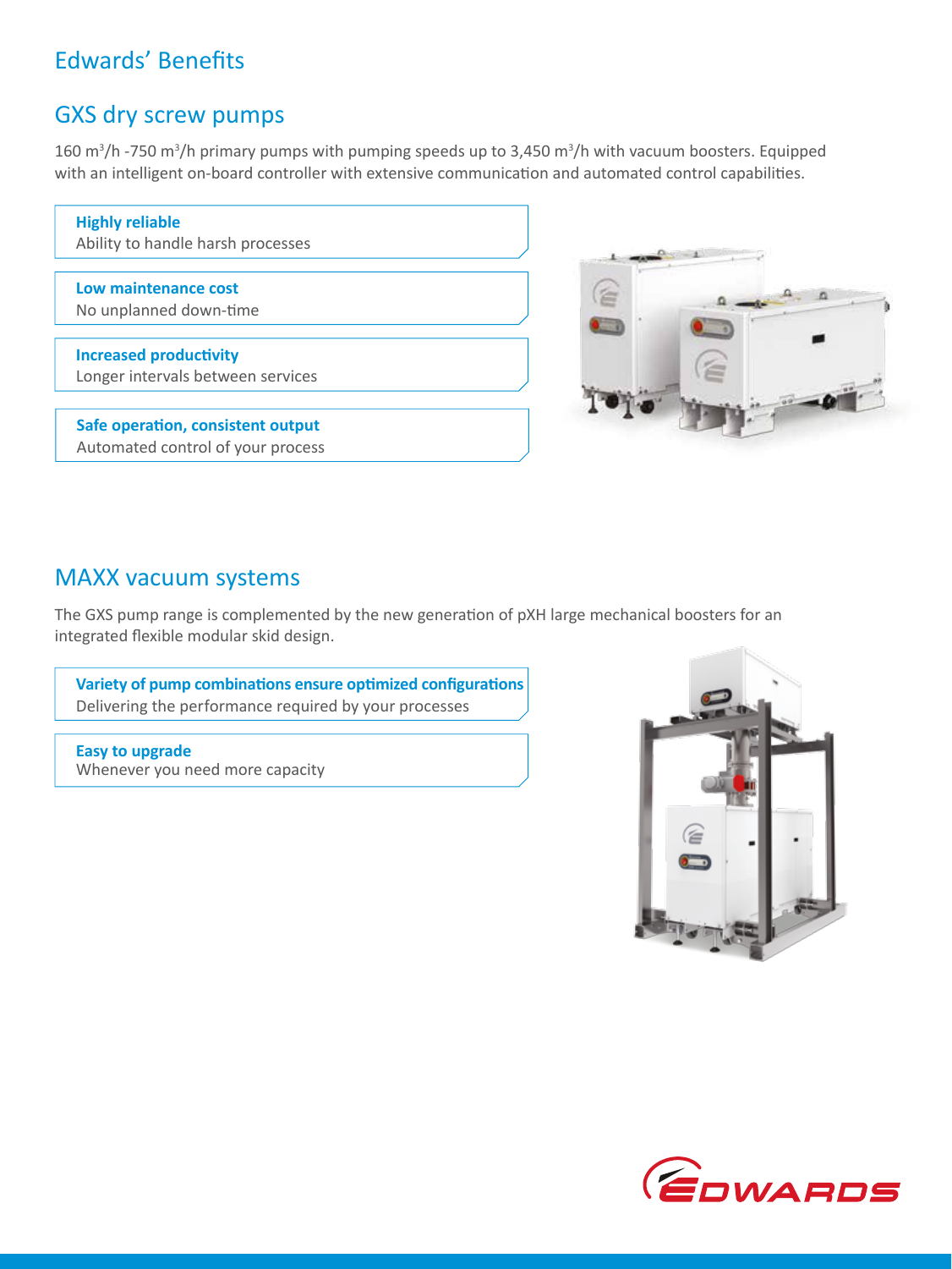# Edwards' Benefits

## GXS dry screw pumps

160 $m^3/h$ -750 $m^3/h$ primary pumps with pumping speeds up to 3,450 $m^3/h$ with vacuum boosters. Equipped with an intelligent on-board controller with extensive communication and automated control capabilities.

**Highly reliable**
Ability to handle harsh processes

**Low maintenance cost**
No unplanned down-time

**Increased productivity**
Longer intervals between services

**Safe operation, consistent output**
Automated control of your process

## MAXX vacuum systems

The GXS pump range is complemented by the new generation of pXH large mechanical boosters for an integrated flexible modular skid design.

**Variety of pump combinations ensure optimized configurations**
Delivering the performance required by your processes

**Easy to upgrade**
Whenever you need more capacity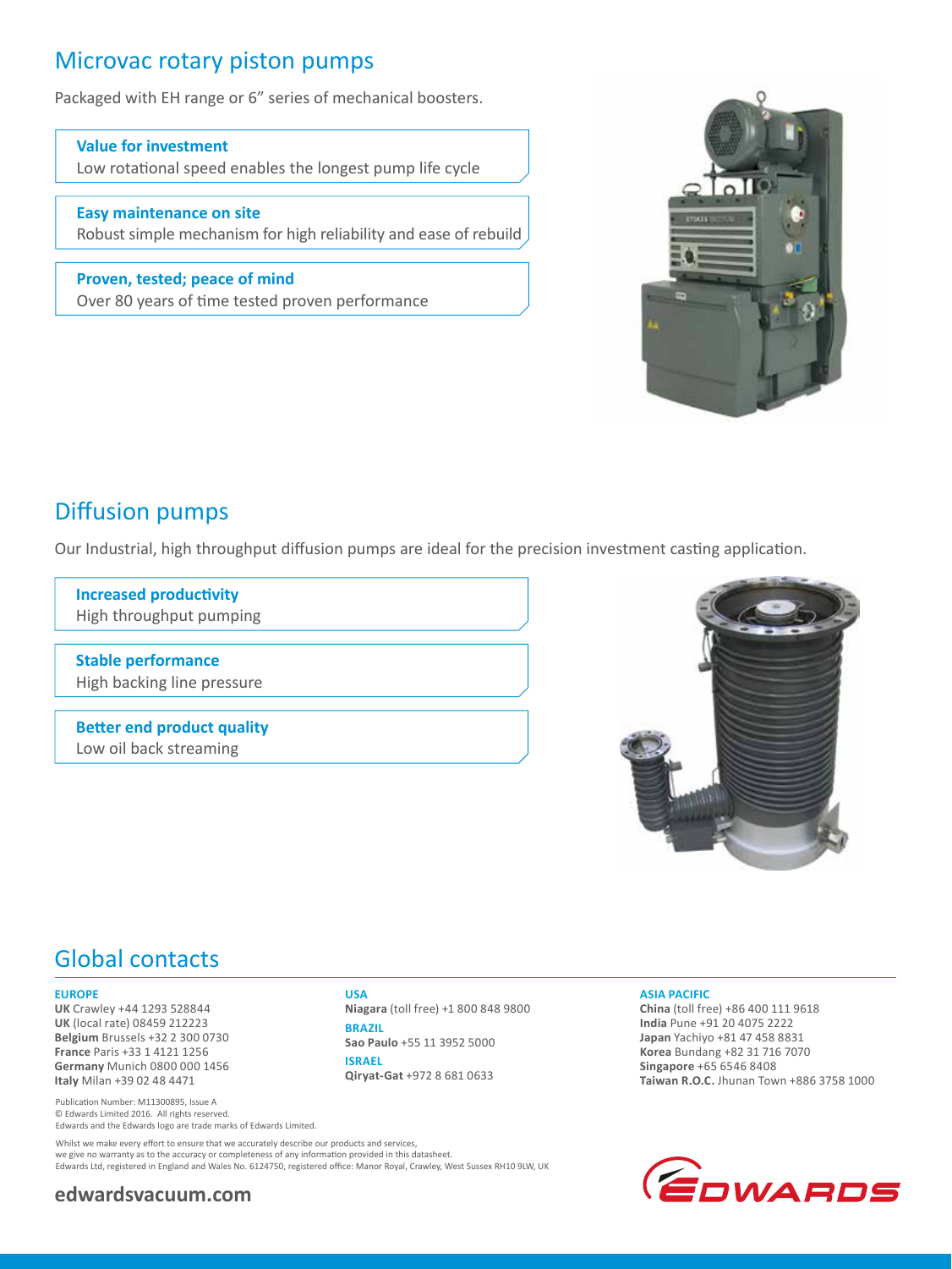## Microvac rotary piston pumps

Packaged with EH range or 6” series of mechanical boosters.

**Value for investment**
Low rotational speed enables the longest pump life cycle

**Easy maintenance on site**
Robust simple mechanism for high reliability and ease of rebuild

**Proven, tested; peace of mind**
Over 80 years of time tested proven performance

## Diffusion pumps

Our Industrial, high throughput diffusion pumps are ideal for the precision investment casting application.

**Increased productivity**
High throughput pumping

**Stable performance**
High backing line pressure

**Better end product quality**
Low oil back streaming

## Global contacts

**EUROPE**
**UK** Crawley +44 1293 528844
**UK** (local rate) 08459 212223
**Belgium** Brussels +32 2 300 0730
**France** Paris +33 1 4121 1256
**Germany** Munich 0800 000 1456
**Italy** Milan +39 02 48 4471

**USA**
**Niagara** (toll free) +1 800 848 9800

**BRAZIL**
**Sao Paulo** +55 11 3952 5000

**ISRAEL**
**Qiryat-Gat** +972 8 681 0633

**ASIA PACIFIC**
**China** (toll free) +86 400 111 9618
**India** Pune +91 20 4075 2222
**Japan** Yachiyo +81 47 458 8831
**Korea** Bundang +82 31 716 7070
**Singapore** +65 6546 8408
**Taiwan R.O.C.** Jhunan Town +886 3758 1000

Publication Number: M11300895, Issue A
© Edwards Limited 2016. All rights reserved.
Edwards and the Edwards logo are trade marks of Edwards Limited.

Whilst we make every effort to ensure that we accurately describe our products and services, we give no warranty as to the accuracy or completeness of any information provided in this datasheet.
Edwards Ltd, registered in England and Wales No. 6124750, registered office: Manor Royal, Crawley, West Sussex RH10 9LW, UK

**edwardsvacuum.com**